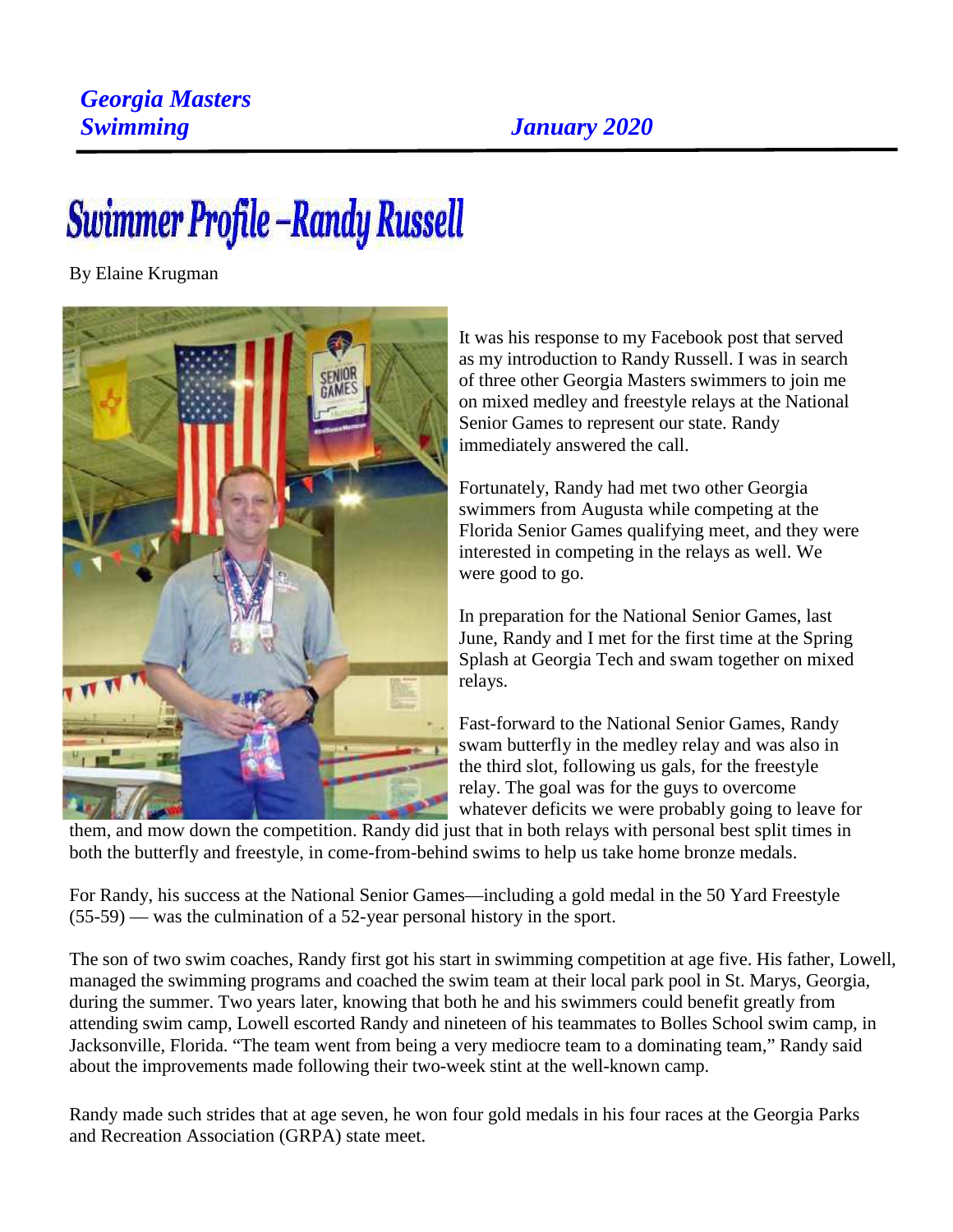# Swimmer Profile –Randy Russell

By Elaine Krugman

It was his response to my Facebook post that served as my introduction to Randy Russell. I was in search of three other Georgia Masters swimmers to join me on mixed medley and freestyle relays at the National Senior Games to represent our state. Randy immediately answered the call.

Fortunately, Randy had met two other Georgia swimmers from Augusta while competing at the Florida Senior Games qualifying meet, and they were interested in competing in the relays as well. We were good to go.

In preparation for the National Senior Games, last June, Randy and I met for the first time at the Spring Splash at Georgia Tech and swam together on mixed relays.

Fast-forward to the National Senior Games, Randy swam butterfly in the medley relay and was also in the third slot, following us gals, for the freestyle relay. The goal was for the guys to overcome whatever deficits we were probably going to leave for them, and mow down the competition. Randy did just that in both relays with personal best split times in both the butterfly and freestyle, in come-from-behind swims to help us take home bronze medals.

For Randy, his success at the National Senior Games—including a gold medal in the 50 Yard Freestyle (55-59) — was the culmination of a 52-year personal history in the sport.

The son of two swim coaches, Randy first got his start in swimming competition at age five. His father, Lowell, managed the swimming programs and coached the swim team at their local park pool in St. Marys, Georgia, during the summer. Two years later, knowing that both he and his swimmers could benefit greatly from attending swim camp, Lowell escorted Randy and nineteen of his teammates to Bolles School swim camp, in Jacksonville, Florida. "The team went from being a very mediocre team to a dominating team," Randy said about the improvements made following their two-week stint at the well-known camp.

Randy made such strides that at age seven, he won four gold medals in his four races at the Georgia Parks and Recreation Association (GRPA) state meet.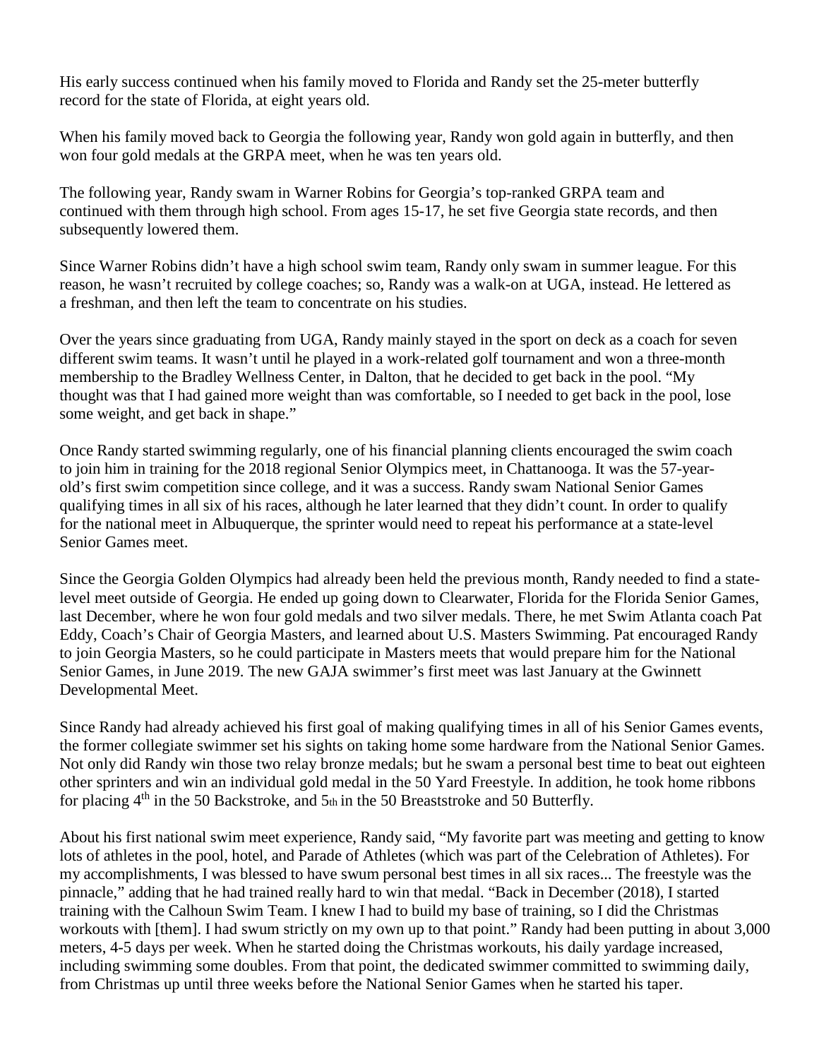His early success continued when his family moved to Florida and Randy set the 25-meter butterfly record for the state of Florida, at eight years old.

When his family moved back to Georgia the following year, Randy won gold again in butterfly, and then won four gold medals at the GRPA meet, when he was ten years old.

The following year, Randy swam in Warner Robins for Georgia's top-ranked GRPA team and continued with them through high school. From ages 15-17, he set five Georgia state records, and then subsequently lowered them.

Since Warner Robins didn't have a high school swim team, Randy only swam in summer league. For this reason, he wasn't recruited by college coaches; so, Randy was a walk-on at UGA, instead. He lettered as a freshman, and then left the team to concentrate on his studies.

Over the years since graduating from UGA, Randy mainly stayed in the sport on deck as a coach for seven different swim teams. It wasn't until he played in a work-related golf tournament and won a three-month membership to the Bradley Wellness Center, in Dalton, that he decided to get back in the pool. "My thought was that I had gained more weight than was comfortable, so I needed to get back in the pool, lose some weight, and get back in shape."

Once Randy started swimming regularly, one of his financial planning clients encouraged the swim coach to join him in training for the 2018 regional Senior Olympics meet, in Chattanooga. It was the 57-year-old's first swim competition since college, and it was a success. Randy swam National Senior Games qualifying times in all six of his races, although he later learned that they didn't count. In order to qualify for the national meet in Albuquerque, the sprinter would need to repeat his performance at a state-level Senior Games meet.

Since the Georgia Golden Olympics had already been held the previous month, Randy needed to find a state-level meet outside of Georgia. He ended up going down to Clearwater, Florida for the Florida Senior Games, last December, where he won four gold medals and two silver medals. There, he met Swim Atlanta coach Pat Eddy, Coach's Chair of Georgia Masters, and learned about U.S. Masters Swimming. Pat encouraged Randy to join Georgia Masters, so he could participate in Masters meets that would prepare him for the National Senior Games, in June 2019. The new GAJA swimmer's first meet was last January at the Gwinnett Developmental Meet.

Since Randy had already achieved his first goal of making qualifying times in all of his Senior Games events, the former collegiate swimmer set his sights on taking home some hardware from the National Senior Games. Not only did Randy win those two relay bronze medals; but he swam a personal best time to beat out eighteen other sprinters and win an individual gold medal in the 50 Yard Freestyle. In addition, he took home ribbons for placing 4th in the 50 Backstroke, and 5th in the 50 Breaststroke and 50 Butterfly.

About his first national swim meet experience, Randy said, "My favorite part was meeting and getting to know lots of athletes in the pool, hotel, and Parade of Athletes (which was part of the Celebration of Athletes). For my accomplishments, I was blessed to have swum personal best times in all six races... The freestyle was the pinnacle," adding that he had trained really hard to win that medal. "Back in December (2018), I started training with the Calhoun Swim Team. I knew I had to build my base of training, so I did the Christmas workouts with [them]. I had swum strictly on my own up to that point." Randy had been putting in about 3,000 meters, 4-5 days per week. When he started doing the Christmas workouts, his daily yardage increased, including swimming some doubles. From that point, the dedicated swimmer committed to swimming daily, from Christmas up until three weeks before the National Senior Games when he started his taper.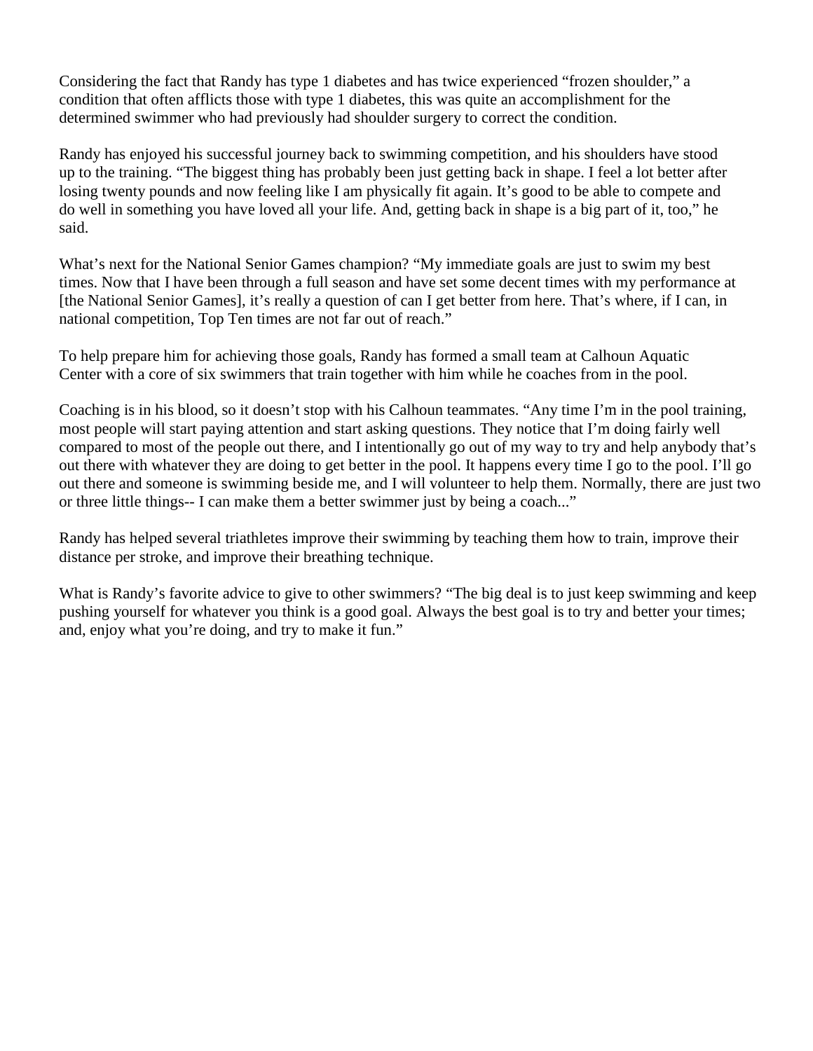Considering the fact that Randy has type 1 diabetes and has twice experienced "frozen shoulder," a condition that often afflicts those with type 1 diabetes, this was quite an accomplishment for the determined swimmer who had previously had shoulder surgery to correct the condition.

Randy has enjoyed his successful journey back to swimming competition, and his shoulders have stood up to the training. "The biggest thing has probably been just getting back in shape. I feel a lot better after losing twenty pounds and now feeling like I am physically fit again. It's good to be able to compete and do well in something you have loved all your life. And, getting back in shape is a big part of it, too," he said.

What's next for the National Senior Games champion? "My immediate goals are just to swim my best times. Now that I have been through a full season and have set some decent times with my performance at [the National Senior Games], it's really a question of can I get better from here. That's where, if I can, in national competition, Top Ten times are not far out of reach."

To help prepare him for achieving those goals, Randy has formed a small team at Calhoun Aquatic Center with a core of six swimmers that train together with him while he coaches from in the pool.

Coaching is in his blood, so it doesn't stop with his Calhoun teammates. "Any time I'm in the pool training, most people will start paying attention and start asking questions. They notice that I'm doing fairly well compared to most of the people out there, and I intentionally go out of my way to try and help anybody that's out there with whatever they are doing to get better in the pool. It happens every time I go to the pool. I'll go out there and someone is swimming beside me, and I will volunteer to help them. Normally, there are just two or three little things-- I can make them a better swimmer just by being a coach..."

Randy has helped several triathletes improve their swimming by teaching them how to train, improve their distance per stroke, and improve their breathing technique.

What is Randy's favorite advice to give to other swimmers? "The big deal is to just keep swimming and keep pushing yourself for whatever you think is a good goal. Always the best goal is to try and better your times; and, enjoy what you're doing, and try to make it fun."